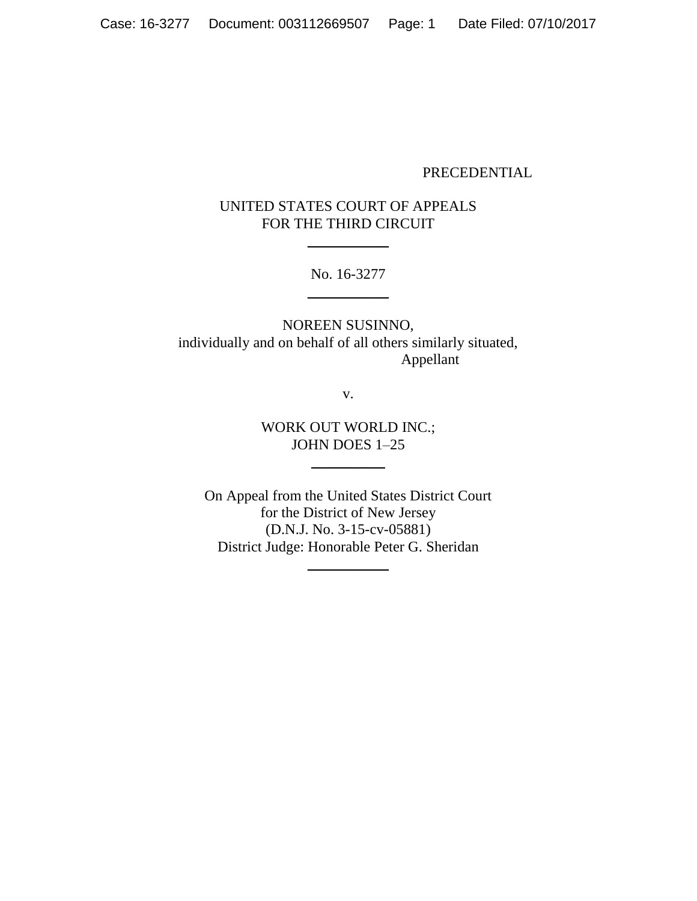PRECEDENTIAL

UNITED STATES COURT OF APPEALS
FOR THE THIRD CIRCUIT

---

No. 16-3277

---

NOREEN SUSINNO,
individually and on behalf of all others similarly situated,
Appellant

v.

WORK OUT WORLD INC.;
JOHN DOES 1–25

---

On Appeal from the United States District Court
for the District of New Jersey
(D.N.J. No. 3-15-cv-05881)
District Judge: Honorable Peter G. Sheridan

---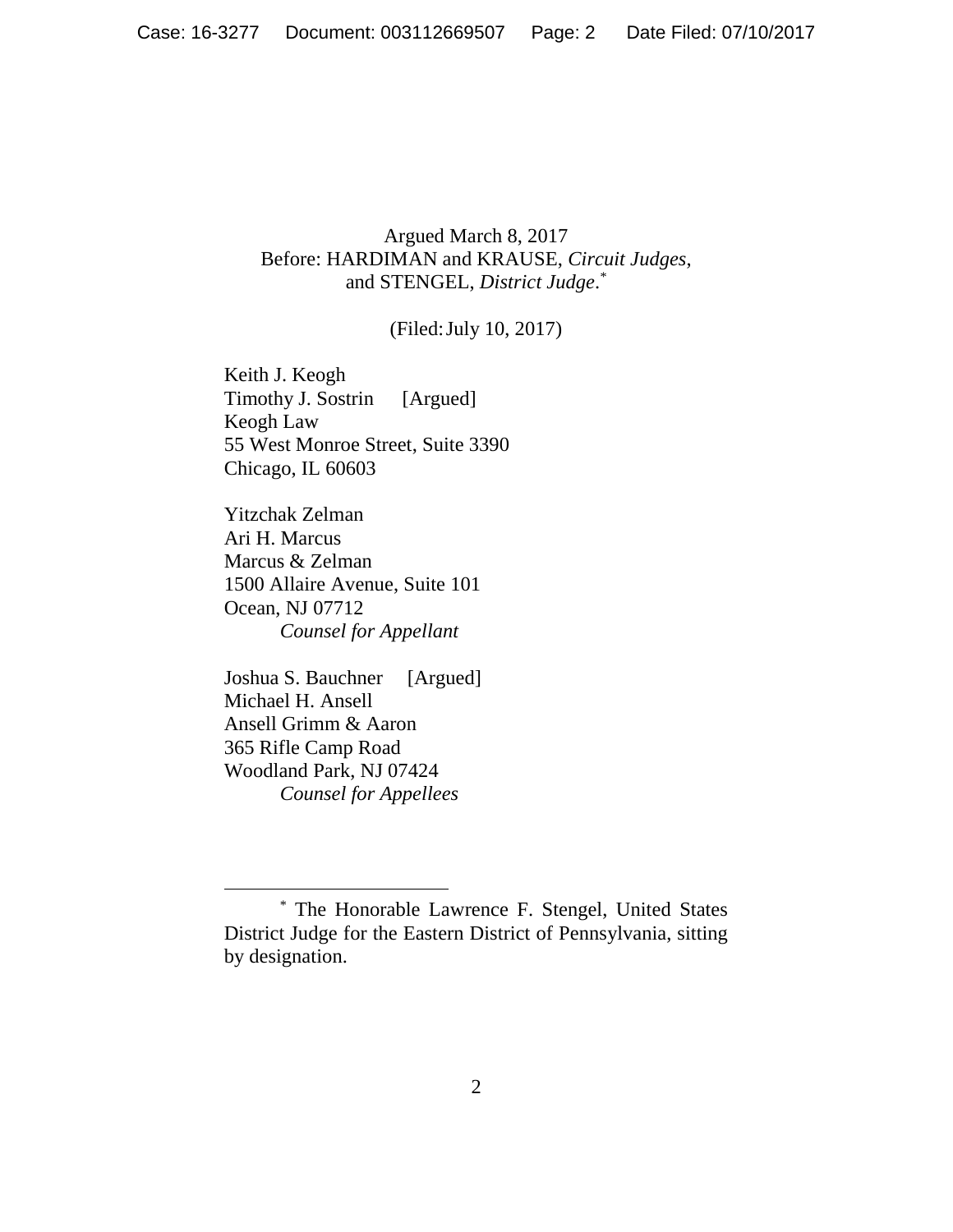Argued March 8, 2017
Before: HARDIMAN and KRAUSE, *Circuit Judges*,
and STENGEL, *District Judge*.*

(Filed: July 10, 2017)

Keith J. Keogh
Timothy J. Sostrin [Argued]
Keogh Law
55 West Monroe Street, Suite 3390
Chicago, IL 60603

Yitzchak Zelman
Ari H. Marcus
Marcus & Zelman
1500 Allaire Avenue, Suite 101
Ocean, NJ 07712
*Counsel for Appellant*

Joshua S. Bauchner [Argued]
Michael H. Ansell
Ansell Grimm & Aaron
365 Rifle Camp Road
Woodland Park, NJ 07424
*Counsel for Appellees*

---

* The Honorable Lawrence F. Stengel, United States District Judge for the Eastern District of Pennsylvania, sitting by designation.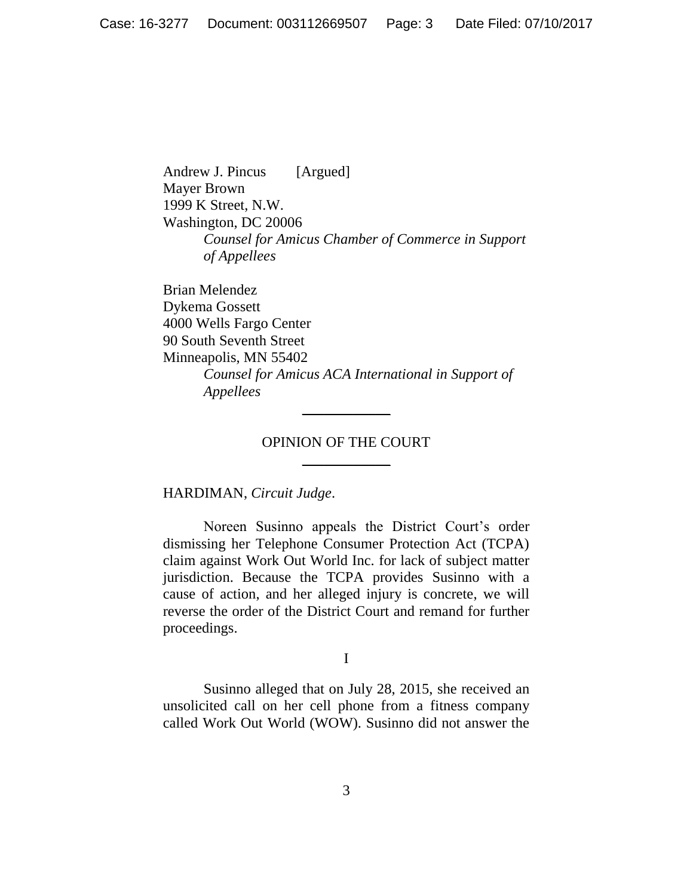Andrew J. Pincus [Argued]
Mayer Brown
1999 K Street, N.W.
Washington, DC 20006
*Counsel for Amicus Chamber of Commerce in Support of Appellees*

Brian Melendez
Dykema Gossett
4000 Wells Fargo Center
90 South Seventh Street
Minneapolis, MN 55402
*Counsel for Amicus ACA International in Support of Appellees*

---

OPINION OF THE COURT

---

HARDIMAN, *Circuit Judge*.

Noreen Susinno appeals the District Court's order dismissing her Telephone Consumer Protection Act (TCPA) claim against Work Out World Inc. for lack of subject matter jurisdiction. Because the TCPA provides Susinno with a cause of action, and her alleged injury is concrete, we will reverse the order of the District Court and remand for further proceedings.

I

Susinno alleged that on July 28, 2015, she received an unsolicited call on her cell phone from a fitness company called Work Out World (WOW). Susinno did not answer the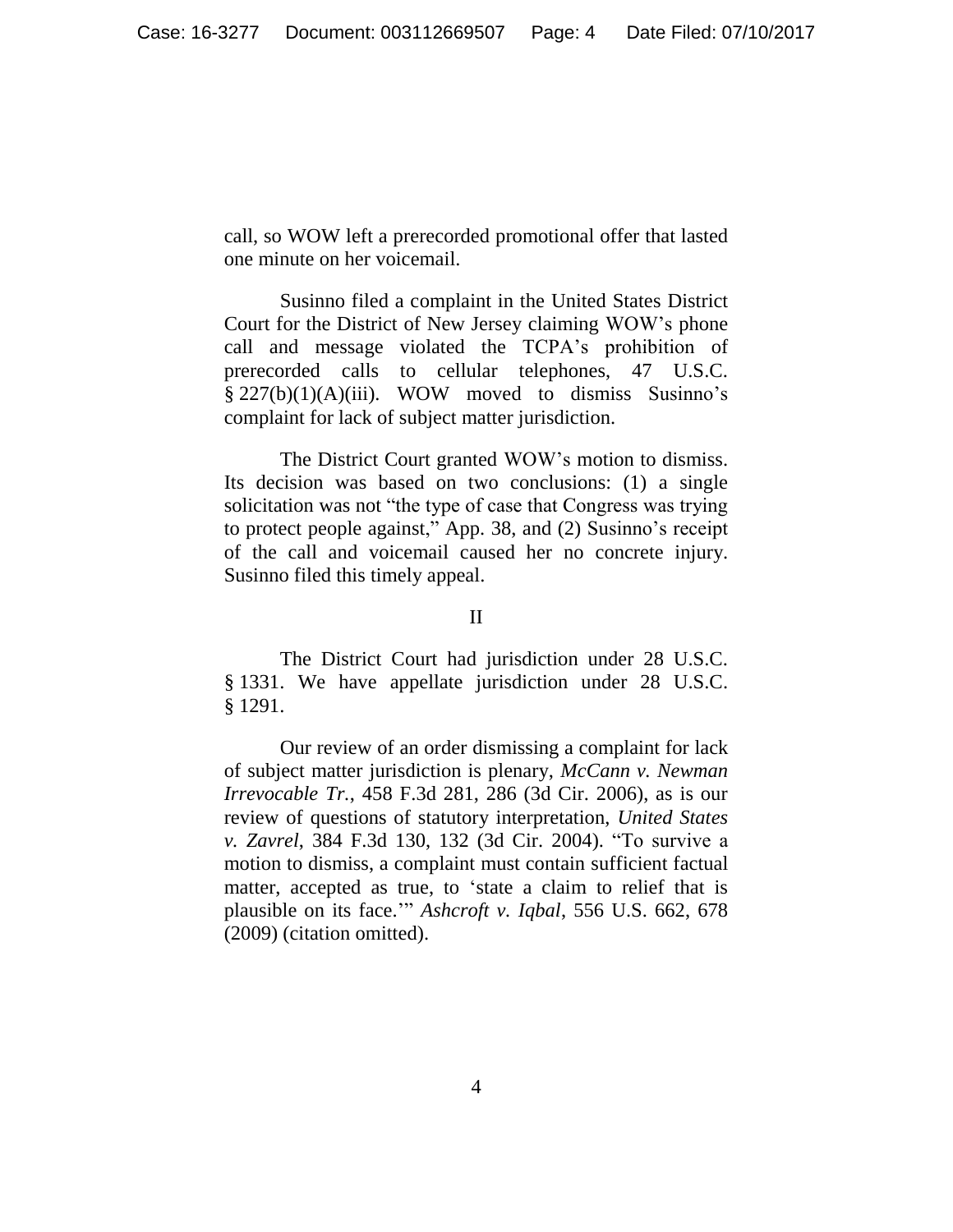call, so WOW left a prerecorded promotional offer that lasted one minute on her voicemail.

Susinno filed a complaint in the United States District Court for the District of New Jersey claiming WOW's phone call and message violated the TCPA's prohibition of prerecorded calls to cellular telephones, 47 U.S.C. § 227(b)(1)(A)(iii). WOW moved to dismiss Susinno's complaint for lack of subject matter jurisdiction.

The District Court granted WOW's motion to dismiss. Its decision was based on two conclusions: (1) a single solicitation was not "the type of case that Congress was trying to protect people against," App. 38, and (2) Susinno's receipt of the call and voicemail caused her no concrete injury. Susinno filed this timely appeal.

## II

The District Court had jurisdiction under 28 U.S.C. § 1331. We have appellate jurisdiction under 28 U.S.C. § 1291.

Our review of an order dismissing a complaint for lack of subject matter jurisdiction is plenary, *McCann v. Newman Irrevocable Tr.*, 458 F.3d 281, 286 (3d Cir. 2006), as is our review of questions of statutory interpretation, *United States v. Zavrel*, 384 F.3d 130, 132 (3d Cir. 2004). "To survive a motion to dismiss, a complaint must contain sufficient factual matter, accepted as true, to 'state a claim to relief that is plausible on its face.'" *Ashcroft v. Iqbal*, 556 U.S. 662, 678 (2009) (citation omitted).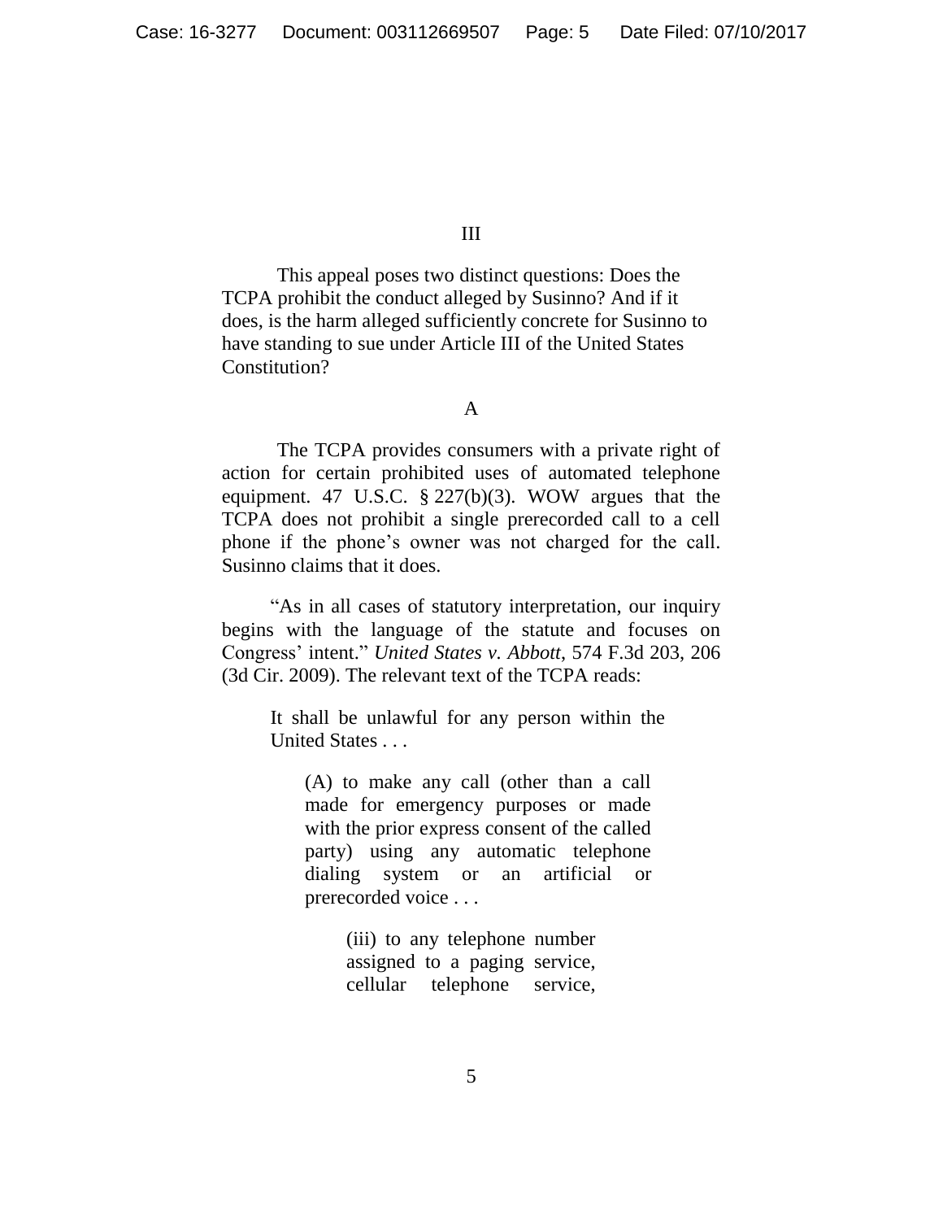### III

This appeal poses two distinct questions: Does the TCPA prohibit the conduct alleged by Susinno? And if it does, is the harm alleged sufficiently concrete for Susinno to have standing to sue under Article III of the United States Constitution?

#### A

The TCPA provides consumers with a private right of action for certain prohibited uses of automated telephone equipment. 47 U.S.C. § 227(b)(3). WOW argues that the TCPA does not prohibit a single prerecorded call to a cell phone if the phone's owner was not charged for the call. Susinno claims that it does.

"As in all cases of statutory interpretation, our inquiry begins with the language of the statute and focuses on Congress' intent." *United States v. Abbott*, 574 F.3d 203, 206 (3d Cir. 2009). The relevant text of the TCPA reads:

> It shall be unlawful for any person within the United States . . .
>
> > (A) to make any call (other than a call made for emergency purposes or made with the prior express consent of the called party) using any automatic telephone dialing system or an artificial or prerecorded voice . . .
> >
> > > (iii) to any telephone number assigned to a paging service, cellular telephone service,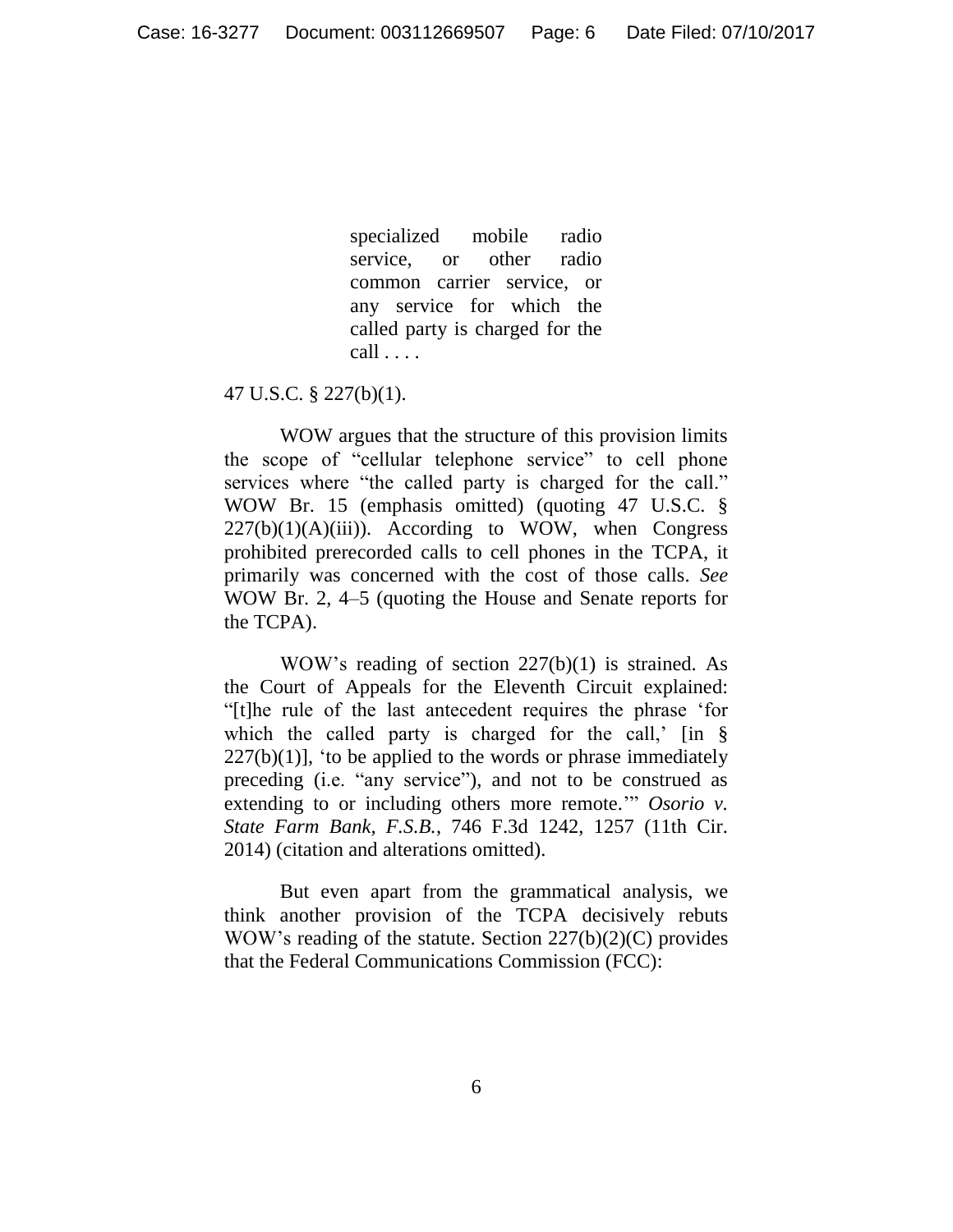> specialized mobile radio service, or other radio common carrier service, or any service for which the called party is charged for the call . . . .

47 U.S.C. § 227(b)(1).

WOW argues that the structure of this provision limits the scope of "cellular telephone service" to cell phone services where "the called party is charged for the call." WOW Br. 15 (emphasis omitted) (quoting 47 U.S.C. § 227(b)(1)(A)(iii)). According to WOW, when Congress prohibited prerecorded calls to cell phones in the TCPA, it primarily was concerned with the cost of those calls. *See* WOW Br. 2, 4–5 (quoting the House and Senate reports for the TCPA).

WOW's reading of section 227(b)(1) is strained. As the Court of Appeals for the Eleventh Circuit explained: "[t]he rule of the last antecedent requires the phrase 'for which the called party is charged for the call,' [in § 227(b)(1)], 'to be applied to the words or phrase immediately preceding (i.e. "any service"), and not to be construed as extending to or including others more remote.'" *Osorio v. State Farm Bank, F.S.B.*, 746 F.3d 1242, 1257 (11th Cir. 2014) (citation and alterations omitted).

But even apart from the grammatical analysis, we think another provision of the TCPA decisively rebuts WOW's reading of the statute. Section 227(b)(2)(C) provides that the Federal Communications Commission (FCC):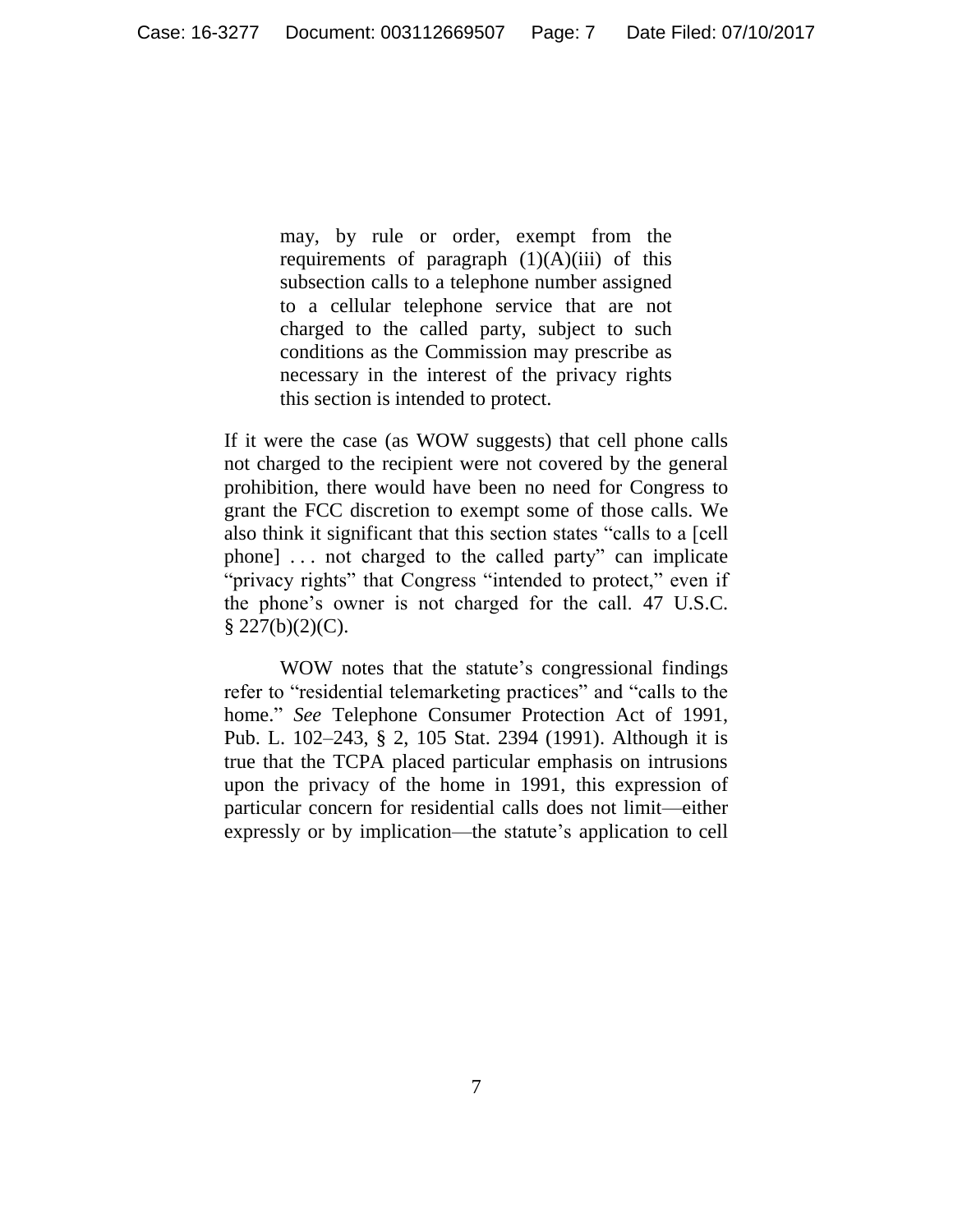> may, by rule or order, exempt from the requirements of paragraph (1)(A)(iii) of this subsection calls to a telephone number assigned to a cellular telephone service that are not charged to the called party, subject to such conditions as the Commission may prescribe as necessary in the interest of the privacy rights this section is intended to protect.

If it were the case (as WOW suggests) that cell phone calls not charged to the recipient were not covered by the general prohibition, there would have been no need for Congress to grant the FCC discretion to exempt some of those calls. We also think it significant that this section states "calls to a [cell phone] . . . not charged to the called party" can implicate "privacy rights" that Congress "intended to protect," even if the phone's owner is not charged for the call. 47 U.S.C. § 227(b)(2)(C).

WOW notes that the statute's congressional findings refer to "residential telemarketing practices" and "calls to the home." *See* Telephone Consumer Protection Act of 1991, Pub. L. 102–243, § 2, 105 Stat. 2394 (1991). Although it is true that the TCPA placed particular emphasis on intrusions upon the privacy of the home in 1991, this expression of particular concern for residential calls does not limit—either expressly or by implication—the statute's application to cell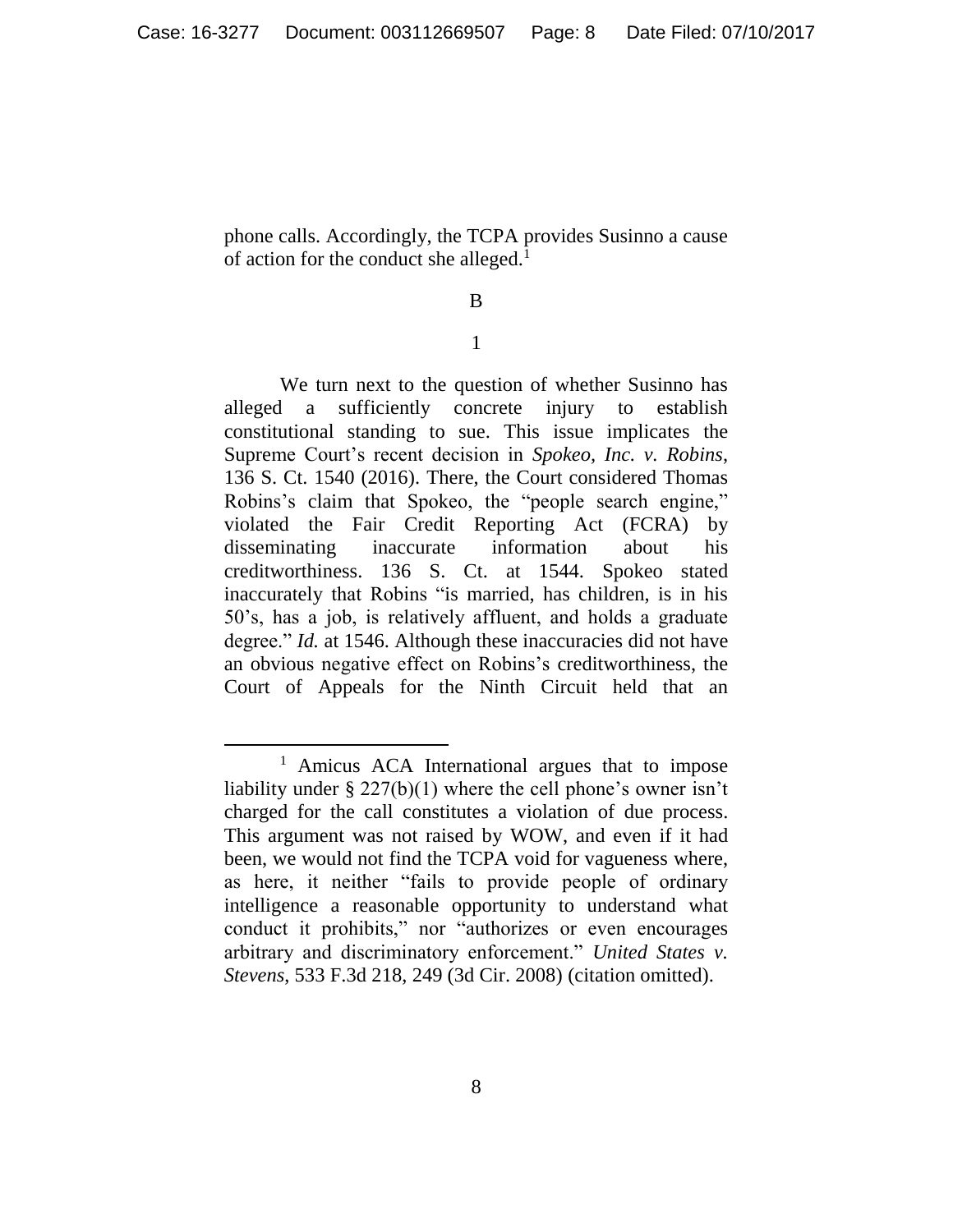phone calls. Accordingly, the TCPA provides Susinno a cause of action for the conduct she alleged.[1]

B

1

We turn next to the question of whether Susinno has alleged a sufficiently concrete injury to establish constitutional standing to sue. This issue implicates the Supreme Court's recent decision in *Spokeo, Inc. v. Robins*, 136 S. Ct. 1540 (2016). There, the Court considered Thomas Robins's claim that Spokeo, the "people search engine," violated the Fair Credit Reporting Act (FCRA) by disseminating inaccurate information about his creditworthiness. 136 S. Ct. at 1544. Spokeo stated inaccurately that Robins "is married, has children, is in his 50's, has a job, is relatively affluent, and holds a graduate degree." *Id.* at 1546. Although these inaccuracies did not have an obvious negative effect on Robins's creditworthiness, the Court of Appeals for the Ninth Circuit held that an

---

[1] Amicus ACA International argues that to impose liability under § 227(b)(1) where the cell phone's owner isn't charged for the call constitutes a violation of due process. This argument was not raised by WOW, and even if it had been, we would not find the TCPA void for vagueness where, as here, it neither "fails to provide people of ordinary intelligence a reasonable opportunity to understand what conduct it prohibits," nor "authorizes or even encourages arbitrary and discriminatory enforcement." *United States v. Stevens*, 533 F.3d 218, 249 (3d Cir. 2008) (citation omitted).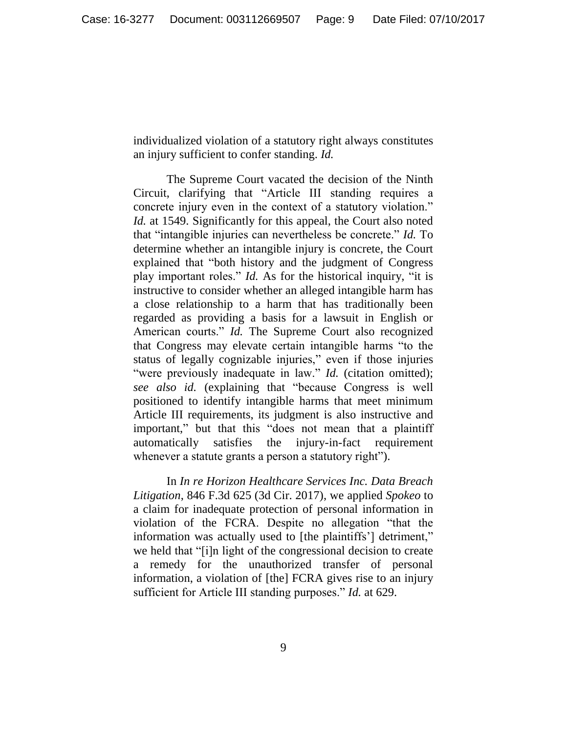individualized violation of a statutory right always constitutes an injury sufficient to confer standing. *Id.*

The Supreme Court vacated the decision of the Ninth Circuit, clarifying that "Article III standing requires a concrete injury even in the context of a statutory violation." *Id.* at 1549. Significantly for this appeal, the Court also noted that "intangible injuries can nevertheless be concrete." *Id.* To determine whether an intangible injury is concrete, the Court explained that "both history and the judgment of Congress play important roles." *Id.* As for the historical inquiry, "it is instructive to consider whether an alleged intangible harm has a close relationship to a harm that has traditionally been regarded as providing a basis for a lawsuit in English or American courts." *Id.* The Supreme Court also recognized that Congress may elevate certain intangible harms "to the status of legally cognizable injuries," even if those injuries "were previously inadequate in law." *Id.* (citation omitted); *see also id.* (explaining that "because Congress is well positioned to identify intangible harms that meet minimum Article III requirements, its judgment is also instructive and important," but that this "does not mean that a plaintiff automatically satisfies the injury-in-fact requirement whenever a statute grants a person a statutory right").

In *In re Horizon Healthcare Services Inc. Data Breach Litigation*, 846 F.3d 625 (3d Cir. 2017), we applied *Spokeo* to a claim for inadequate protection of personal information in violation of the FCRA. Despite no allegation "that the information was actually used to [the plaintiffs'] detriment," we held that "[i]n light of the congressional decision to create a remedy for the unauthorized transfer of personal information, a violation of [the] FCRA gives rise to an injury sufficient for Article III standing purposes." *Id.* at 629.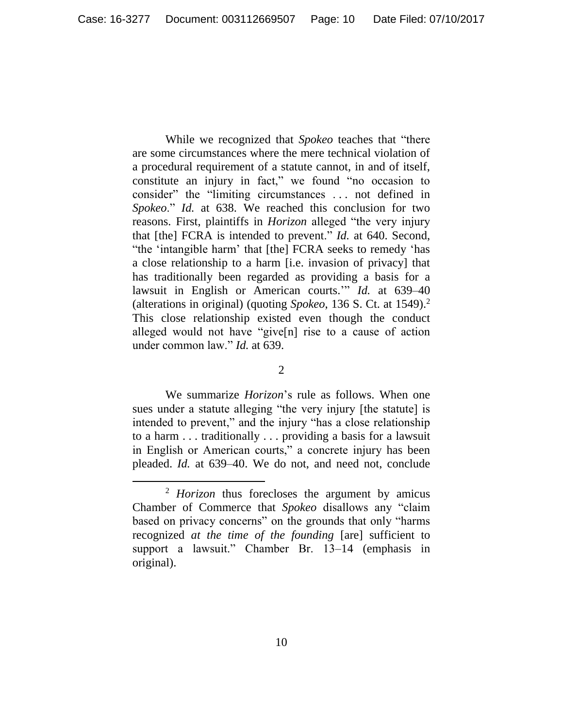While we recognized that *Spokeo* teaches that "there are some circumstances where the mere technical violation of a procedural requirement of a statute cannot, in and of itself, constitute an injury in fact," we found "no occasion to consider" the "limiting circumstances . . . not defined in *Spokeo*." *Id.* at 638. We reached this conclusion for two reasons. First, plaintiffs in *Horizon* alleged "the very injury that [the] FCRA is intended to prevent." *Id.* at 640. Second, "the 'intangible harm' that [the] FCRA seeks to remedy 'has a close relationship to a harm [i.e. invasion of privacy] that has traditionally been regarded as providing a basis for a lawsuit in English or American courts.'" *Id.* at 639–40 (alterations in original) (quoting *Spokeo*, 136 S. Ct. at 1549).[2] This close relationship existed even though the conduct alleged would not have "give[n] rise to a cause of action under common law." *Id.* at 639.

2

We summarize *Horizon*'s rule as follows. When one sues under a statute alleging "the very injury [the statute] is intended to prevent," and the injury "has a close relationship to a harm . . . traditionally . . . providing a basis for a lawsuit in English or American courts," a concrete injury has been pleaded. *Id.* at 639–40. We do not, and need not, conclude

---

[2] *Horizon* thus forecloses the argument by amicus Chamber of Commerce that *Spokeo* disallows any "claim based on privacy concerns" on the grounds that only "harms recognized *at the time of the founding* [are] sufficient to support a lawsuit." Chamber Br. 13–14 (emphasis in original).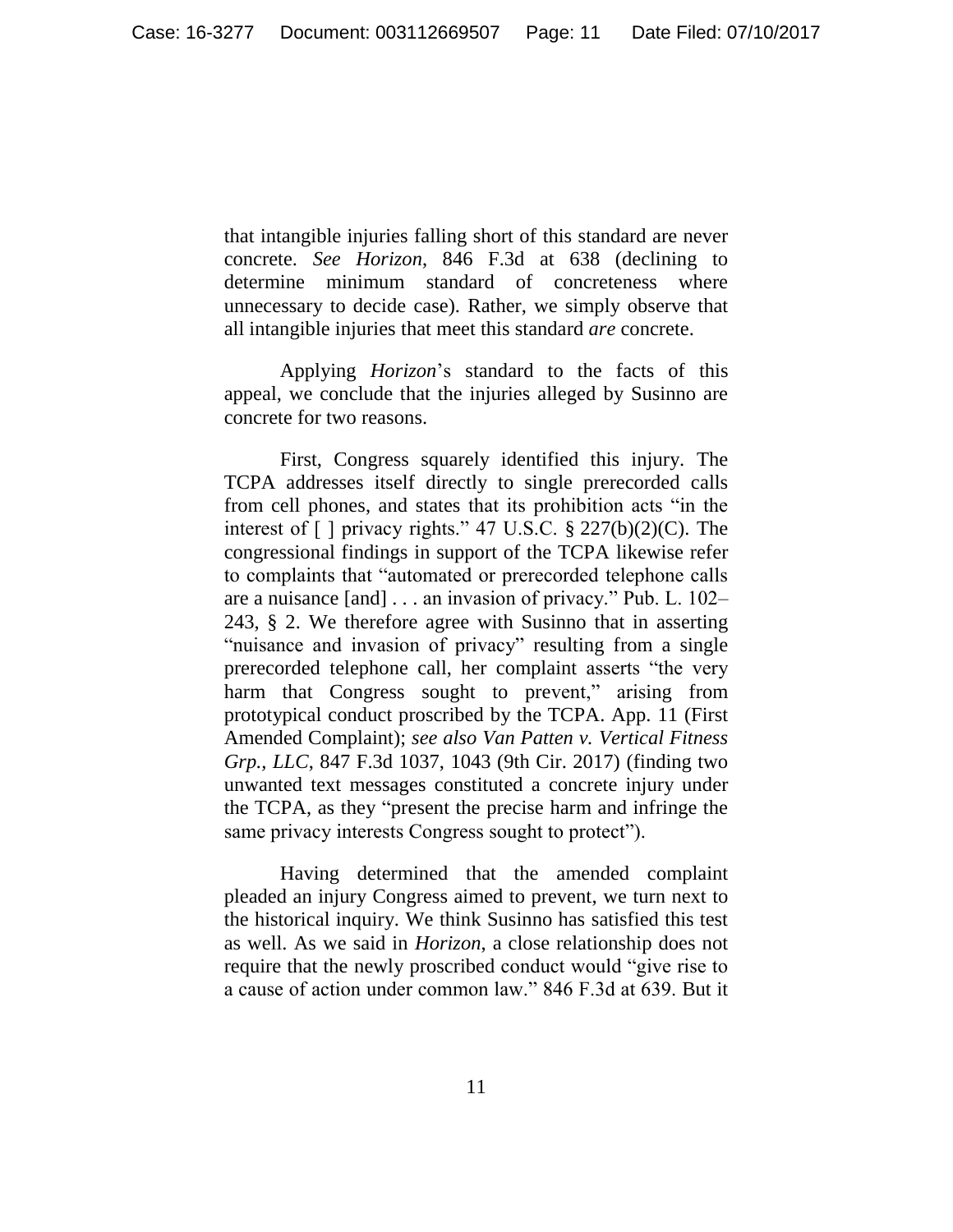that intangible injuries falling short of this standard are never concrete. *See Horizon*, 846 F.3d at 638 (declining to determine minimum standard of concreteness where unnecessary to decide case). Rather, we simply observe that all intangible injuries that meet this standard *are* concrete.

Applying *Horizon*'s standard to the facts of this appeal, we conclude that the injuries alleged by Susinno are concrete for two reasons.

First, Congress squarely identified this injury. The TCPA addresses itself directly to single prerecorded calls from cell phones, and states that its prohibition acts "in the interest of [ ] privacy rights." 47 U.S.C. § 227(b)(2)(C). The congressional findings in support of the TCPA likewise refer to complaints that "automated or prerecorded telephone calls are a nuisance [and] . . . an invasion of privacy." Pub. L. 102–243, § 2. We therefore agree with Susinno that in asserting "nuisance and invasion of privacy" resulting from a single prerecorded telephone call, her complaint asserts "the very harm that Congress sought to prevent," arising from prototypical conduct proscribed by the TCPA. App. 11 (First Amended Complaint); *see also Van Patten v. Vertical Fitness Grp., LLC*, 847 F.3d 1037, 1043 (9th Cir. 2017) (finding two unwanted text messages constituted a concrete injury under the TCPA, as they "present the precise harm and infringe the same privacy interests Congress sought to protect").

Having determined that the amended complaint pleaded an injury Congress aimed to prevent, we turn next to the historical inquiry. We think Susinno has satisfied this test as well. As we said in *Horizon*, a close relationship does not require that the newly proscribed conduct would "give rise to a cause of action under common law." 846 F.3d at 639. But it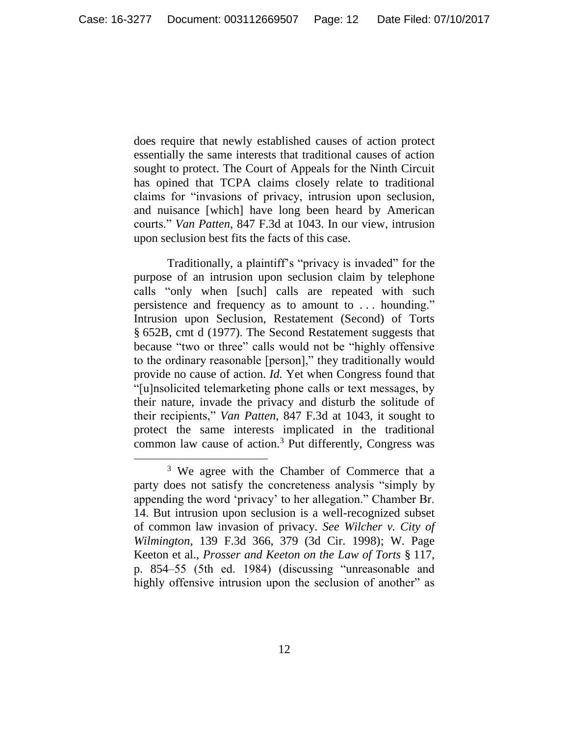does require that newly established causes of action protect essentially the same interests that traditional causes of action sought to protect. The Court of Appeals for the Ninth Circuit has opined that TCPA claims closely relate to traditional claims for "invasions of privacy, intrusion upon seclusion, and nuisance [which] have long been heard by American courts." *Van Patten*, 847 F.3d at 1043. In our view, intrusion upon seclusion best fits the facts of this case.

Traditionally, a plaintiff's "privacy is invaded" for the purpose of an intrusion upon seclusion claim by telephone calls "only when [such] calls are repeated with such persistence and frequency as to amount to . . . hounding." Intrusion upon Seclusion, Restatement (Second) of Torts § 652B, cmt d (1977). The Second Restatement suggests that because "two or three" calls would not be "highly offensive to the ordinary reasonable [person]," they traditionally would provide no cause of action. *Id.* Yet when Congress found that "[u]nsolicited telemarketing phone calls or text messages, by their nature, invade the privacy and disturb the solitude of their recipients," *Van Patten*, 847 F.3d at 1043, it sought to protect the same interests implicated in the traditional common law cause of action.[3] Put differently, Congress was

[3] We agree with the Chamber of Commerce that a party does not satisfy the concreteness analysis "simply by appending the word 'privacy' to her allegation." Chamber Br. 14. But intrusion upon seclusion is a well-recognized subset of common law invasion of privacy. *See Wilcher v. City of Wilmington*, 139 F.3d 366, 379 (3d Cir. 1998); W. Page Keeton et al., *Prosser and Keeton on the Law of Torts* § 117, p. 854–55 (5th ed. 1984) (discussing "unreasonable and highly offensive intrusion upon the seclusion of another" as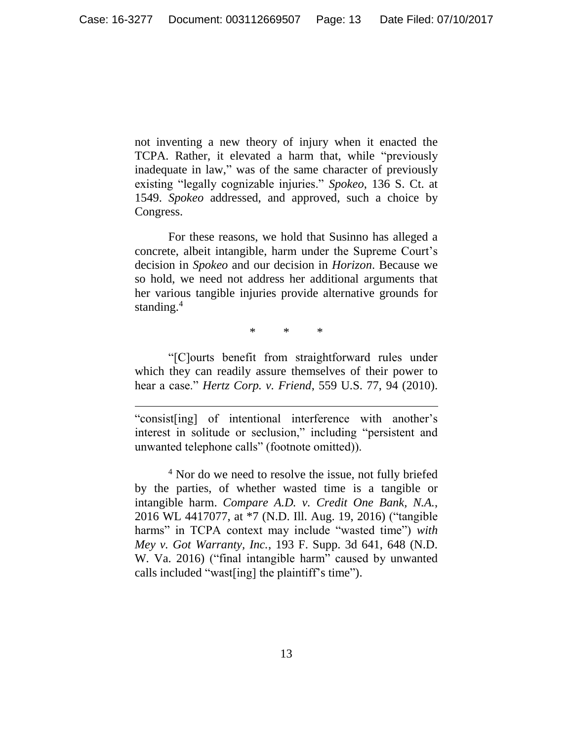not inventing a new theory of injury when it enacted the TCPA. Rather, it elevated a harm that, while "previously inadequate in law," was of the same character of previously existing "legally cognizable injuries." *Spokeo*, 136 S. Ct. at 1549. *Spokeo* addressed, and approved, such a choice by Congress.

For these reasons, we hold that Susinno has alleged a concrete, albeit intangible, harm under the Supreme Court's decision in *Spokeo* and our decision in *Horizon*. Because we so hold, we need not address her additional arguments that her various tangible injuries provide alternative grounds for standing.[4]

\* \* \*

"[C]ourts benefit from straightforward rules under which they can readily assure themselves of their power to hear a case." *Hertz Corp. v. Friend*, 559 U.S. 77, 94 (2010).

---

"consist[ing] of intentional interference with another's interest in solitude or seclusion," including "persistent and unwanted telephone calls" (footnote omitted)).

[4] Nor do we need to resolve the issue, not fully briefed by the parties, of whether wasted time is a tangible or intangible harm. *Compare A.D. v. Credit One Bank, N.A.*, 2016 WL 4417077, at *7 (N.D. Ill. Aug. 19, 2016) ("tangible harms" in TCPA context may include "wasted time") *with Mey v. Got Warranty, Inc.*, 193 F. Supp. 3d 641, 648 (N.D. W. Va. 2016) ("final intangible harm" caused by unwanted calls included "wast[ing] the plaintiff's time").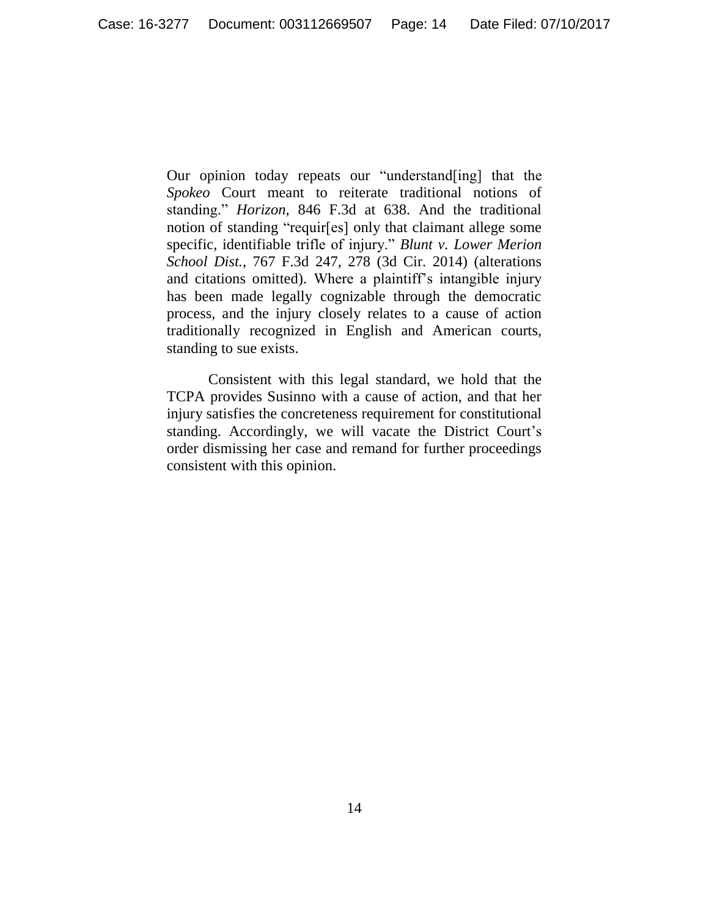Our opinion today repeats our "understand[ing] that the *Spokeo* Court meant to reiterate traditional notions of standing." *Horizon*, 846 F.3d at 638. And the traditional notion of standing "requir[es] only that claimant allege some specific, identifiable trifle of injury." *Blunt v. Lower Merion School Dist.*, 767 F.3d 247, 278 (3d Cir. 2014) (alterations and citations omitted). Where a plaintiff's intangible injury has been made legally cognizable through the democratic process, and the injury closely relates to a cause of action traditionally recognized in English and American courts, standing to sue exists.

Consistent with this legal standard, we hold that the TCPA provides Susinno with a cause of action, and that her injury satisfies the concreteness requirement for constitutional standing. Accordingly, we will vacate the District Court's order dismissing her case and remand for further proceedings consistent with this opinion.